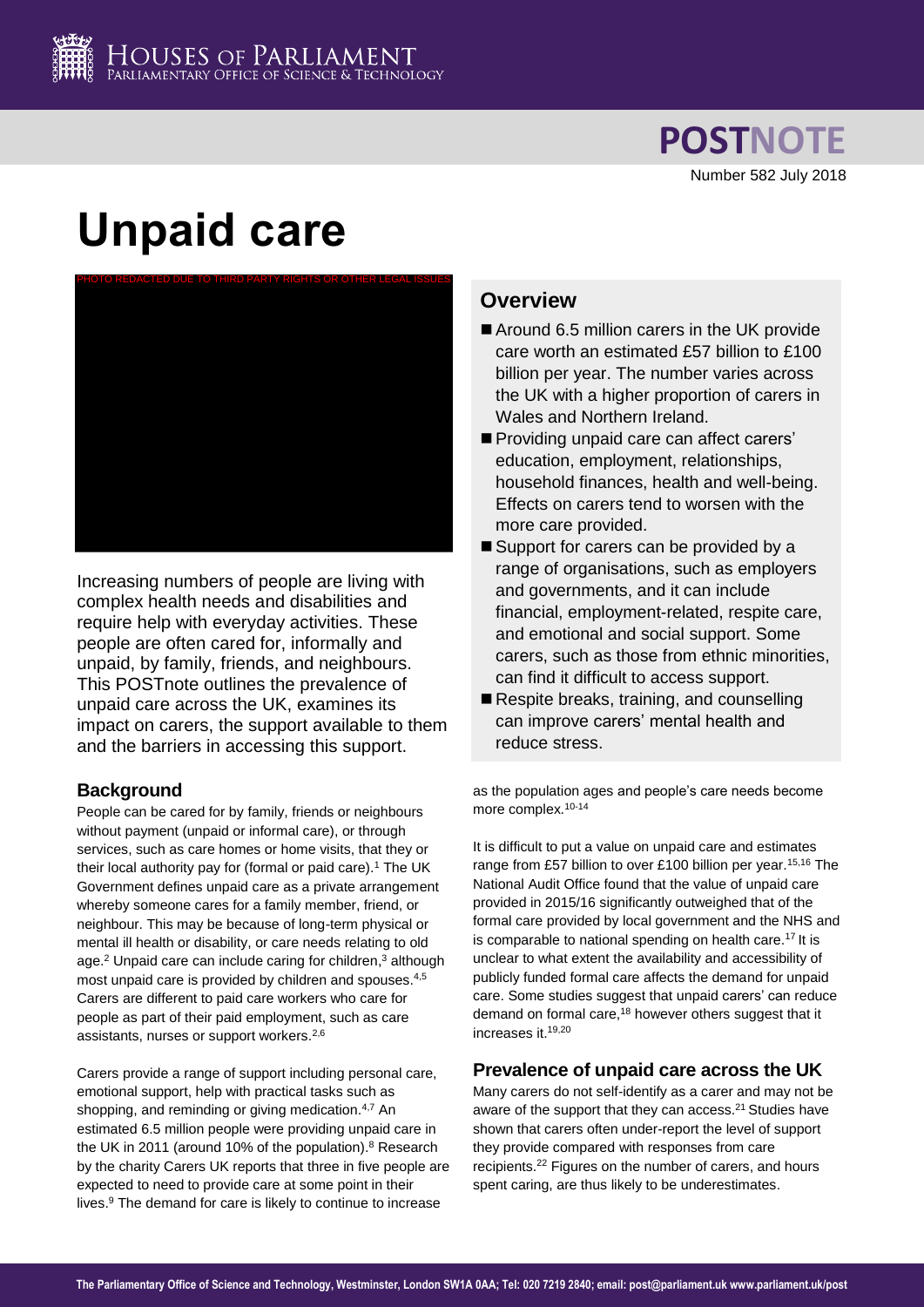POSTNOTE

Number 582 July 2018

# Unpaid care

PHOTO REDACTED DUE TO THIRD PARTY RIGHTS OR OTHER LEGAL ISSUES

Increasing numbers of people are living with complex health needs and disabilities and require help with everyday activities. These people are often cared for, informally and unpaid, by family, friends, and neighbours. This POSTnote outlines the prevalence of unpaid care across the UK, examines its impact on carers, the support available to them and the barriers in accessing this support.

## Overview

- Around 6.5 million carers in the UK provide care worth an estimated £57 billion to £100 billion per year. The number varies across the UK with a higher proportion of carers in Wales and Northern Ireland.
- Providing unpaid care can affect carers' education, employment, relationships, household finances, health and well-being. Effects on carers tend to worsen with the more care provided.
- Support for carers can be provided by a range of organisations, such as employers and governments, and it can include financial, employment-related, respite care, and emotional and social support. Some carers, such as those from ethnic minorities, can find it difficult to access support.
- Respite breaks, training, and counselling can improve carers' mental health and reduce stress.

## Background

People can be cared for by family, friends or neighbours without payment (unpaid or informal care), or through services, such as care homes or home visits, that they or their local authority pay for (formal or paid care).[1] The UK Government defines unpaid care as a private arrangement whereby someone cares for a family member, friend, or neighbour. This may be because of long-term physical or mental ill health or disability, or care needs relating to old age.[2] Unpaid care can include caring for children,[3] although most unpaid care is provided by children and spouses.[4,5] Carers are different to paid care workers who care for people as part of their paid employment, such as care assistants, nurses or support workers.[2,6]

Carers provide a range of support including personal care, emotional support, help with practical tasks such as shopping, and reminding or giving medication.[4,7] An estimated 6.5 million people were providing unpaid care in the UK in 2011 (around 10% of the population).[8] Research by the charity Carers UK reports that three in five people are expected to need to provide care at some point in their lives.[9] The demand for care is likely to continue to increase as the population ages and people's care needs become more complex.[10-14]

It is difficult to put a value on unpaid care and estimates range from £57 billion to over £100 billion per year.[15,16] The National Audit Office found that the value of unpaid care provided in 2015/16 significantly outweighed that of the formal care provided by local government and the NHS and is comparable to national spending on health care.[17] It is unclear to what extent the availability and accessibility of publicly funded formal care affects the demand for unpaid care. Some studies suggest that unpaid carers' can reduce demand on formal care,[18] however others suggest that it increases it.[19,20]

## Prevalence of unpaid care across the UK

Many carers do not self-identify as a carer and may not be aware of the support that they can access.[21] Studies have shown that carers often under-report the level of support they provide compared with responses from care recipients.[22] Figures on the number of carers, and hours spent caring, are thus likely to be underestimates.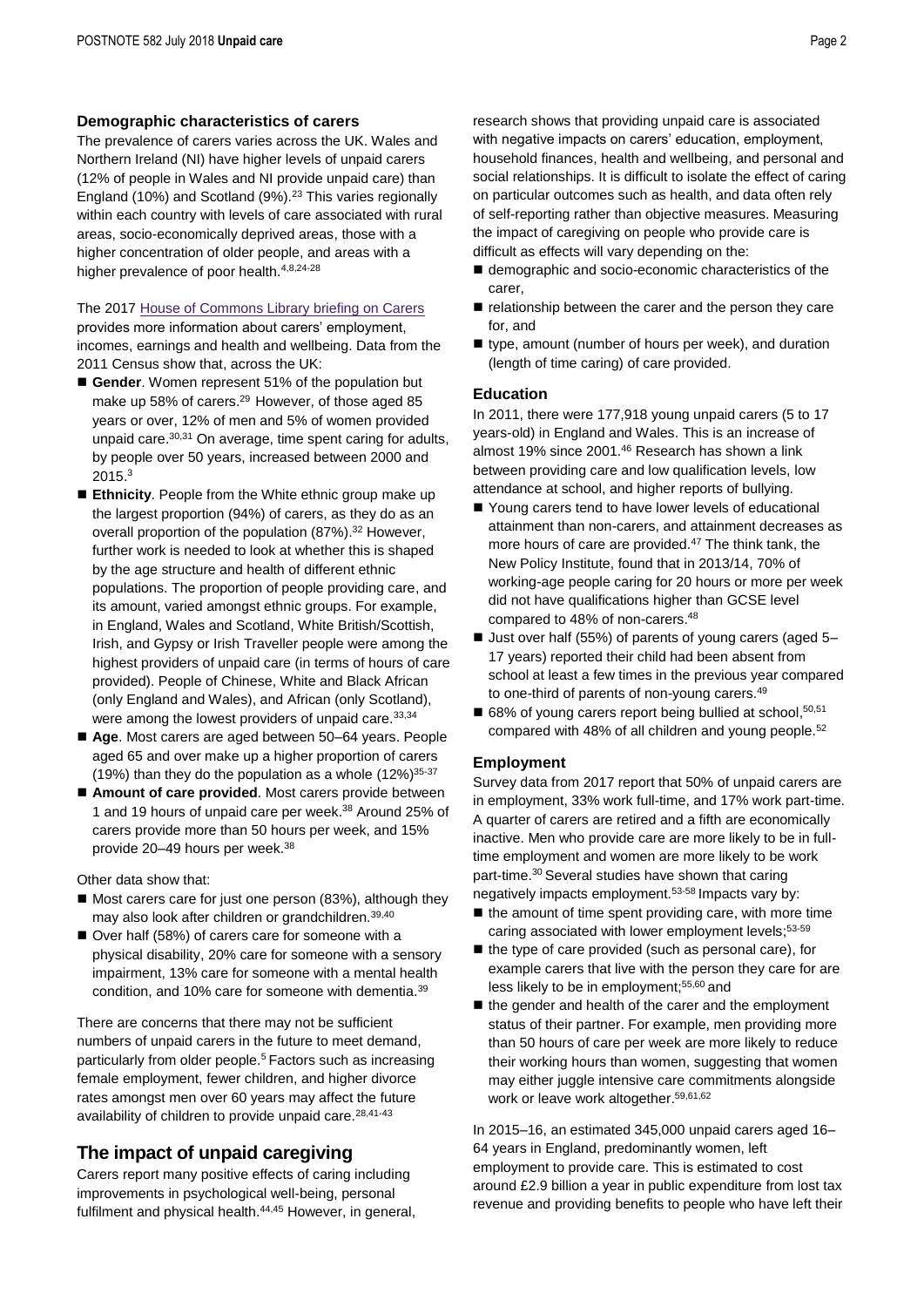### Demographic characteristics of carers

The prevalence of carers varies across the UK. Wales and Northern Ireland (NI) have higher levels of unpaid carers (12% of people in Wales and NI provide unpaid care) than England (10%) and Scotland (9%).[23] This varies regionally within each country with levels of care associated with rural areas, socio-economically deprived areas, those with a higher concentration of older people, and areas with a higher prevalence of poor health.[4,8,24-28]

The 2017 House of Commons Library briefing on Carers provides more information about carers' employment, incomes, earnings and health and wellbeing. Data from the 2011 Census show that, across the UK:

- **Gender**. Women represent 51% of the population but make up 58% of carers.[29] However, of those aged 85 years or over, 12% of men and 5% of women provided unpaid care.[30,31] On average, time spent caring for adults, by people over 50 years, increased between 2000 and 2015.[3]
- **Ethnicity**. People from the White ethnic group make up the largest proportion (94%) of carers, as they do as an overall proportion of the population (87%).[32] However, further work is needed to look at whether this is shaped by the age structure and health of different ethnic populations. The proportion of people providing care, and its amount, varied amongst ethnic groups. For example, in England, Wales and Scotland, White British/Scottish, Irish, and Gypsy or Irish Traveller people were among the highest providers of unpaid care (in terms of hours of care provided). People of Chinese, White and Black African (only England and Wales), and African (only Scotland), were among the lowest providers of unpaid care.[33,34]
- **Age**. Most carers are aged between 50–64 years. People aged 65 and over make up a higher proportion of carers (19%) than they do the population as a whole (12%)[35-37]
- **Amount of care provided**. Most carers provide between 1 and 19 hours of unpaid care per week.[38] Around 25% of carers provide more than 50 hours per week, and 15% provide 20–49 hours per week.[38]

Other data show that:

- Most carers care for just one person (83%), although they may also look after children or grandchildren.[39,40]
- Over half (58%) of carers care for someone with a physical disability, 20% care for someone with a sensory impairment, 13% care for someone with a mental health condition, and 10% care for someone with dementia.[39]

There are concerns that there may not be sufficient numbers of unpaid carers in the future to meet demand, particularly from older people.[5] Factors such as increasing female employment, fewer children, and higher divorce rates amongst men over 60 years may affect the future availability of children to provide unpaid care.[28,41-43]

## The impact of unpaid caregiving

Carers report many positive effects of caring including improvements in psychological well-being, personal fulfilment and physical health.[44,45] However, in general, research shows that providing unpaid care is associated with negative impacts on carers' education, employment, household finances, health and wellbeing, and personal and social relationships. It is difficult to isolate the effect of caring on particular outcomes such as health, and data often rely of self-reporting rather than objective measures. Measuring the impact of caregiving on people who provide care is difficult as effects will vary depending on the:

- demographic and socio-economic characteristics of the carer,
- relationship between the carer and the person they care for, and
- type, amount (number of hours per week), and duration (length of time caring) of care provided.

### Education

In 2011, there were 177,918 young unpaid carers (5 to 17 years-old) in England and Wales. This is an increase of almost 19% since 2001.[46] Research has shown a link between providing care and low qualification levels, low attendance at school, and higher reports of bullying.

- Young carers tend to have lower levels of educational attainment than non-carers, and attainment decreases as more hours of care are provided.[47] The think tank, the New Policy Institute, found that in 2013/14, 70% of working-age people caring for 20 hours or more per week did not have qualifications higher than GCSE level compared to 48% of non-carers.[48]
- Just over half (55%) of parents of young carers (aged 5–17 years) reported their child had been absent from school at least a few times in the previous year compared to one-third of parents of non-young carers.[49]
- 68% of young carers report being bullied at school,[50,51] compared with 48% of all children and young people.[52]

### Employment

Survey data from 2017 report that 50% of unpaid carers are in employment, 33% work full-time, and 17% work part-time. A quarter of carers are retired and a fifth are economically inactive. Men who provide care are more likely to be in full-time employment and women are more likely to be work part-time.[30] Several studies have shown that caring negatively impacts employment.[53-58] Impacts vary by:

- the amount of time spent providing care, with more time caring associated with lower employment levels;[53-59]
- the type of care provided (such as personal care), for example carers that live with the person they care for are less likely to be in employment;[55,60] and
- the gender and health of the carer and the employment status of their partner. For example, men providing more than 50 hours of care per week are more likely to reduce their working hours than women, suggesting that women may either juggle intensive care commitments alongside work or leave work altogether.[59,61,62]

In 2015–16, an estimated 345,000 unpaid carers aged 16–64 years in England, predominantly women, left employment to provide care. This is estimated to cost around £2.9 billion a year in public expenditure from lost tax revenue and providing benefits to people who have left their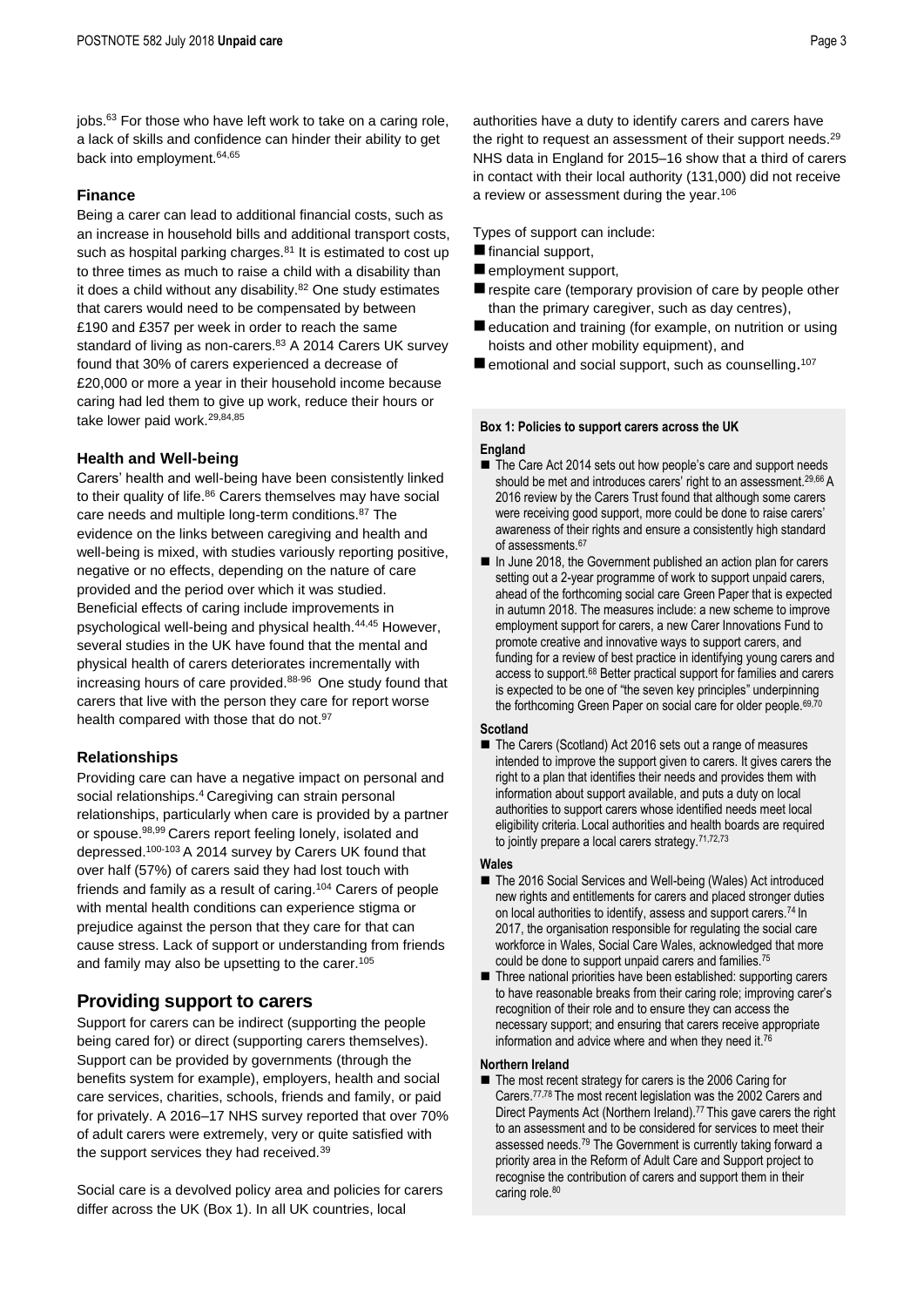jobs.[63] For those who have left work to take on a caring role, a lack of skills and confidence can hinder their ability to get back into employment.[64,65]

### Finance

Being a carer can lead to additional financial costs, such as an increase in household bills and additional transport costs, such as hospital parking charges.[81] It is estimated to cost up to three times as much to raise a child with a disability than it does a child without any disability.[82] One study estimates that carers would need to be compensated by between £190 and £357 per week in order to reach the same standard of living as non-carers.[83] A 2014 Carers UK survey found that 30% of carers experienced a decrease of £20,000 or more a year in their household income because caring had led them to give up work, reduce their hours or take lower paid work.[29,84,85]

### Health and Well-being

Carers' health and well-being have been consistently linked to their quality of life.[86] Carers themselves may have social care needs and multiple long-term conditions.[87] The evidence on the links between caregiving and health and well-being is mixed, with studies variously reporting positive, negative or no effects, depending on the nature of care provided and the period over which it was studied. Beneficial effects of caring include improvements in psychological well-being and physical health.[44,45] However, several studies in the UK have found that the mental and physical health of carers deteriorates incrementally with increasing hours of care provided.[88-96] One study found that carers that live with the person they care for report worse health compared with those that do not.[97]

### Relationships

Providing care can have a negative impact on personal and social relationships.[4] Caregiving can strain personal relationships, particularly when care is provided by a partner or spouse.[98,99] Carers report feeling lonely, isolated and depressed.[100-103] A 2014 survey by Carers UK found that over half (57%) of carers said they had lost touch with friends and family as a result of caring.[104] Carers of people with mental health conditions can experience stigma or prejudice against the person that they care for that can cause stress. Lack of support or understanding from friends and family may also be upsetting to the carer.[105]

## Providing support to carers

Support for carers can be indirect (supporting the people being cared for) or direct (supporting carers themselves). Support can be provided by governments (through the benefits system for example), employers, health and social care services, charities, schools, friends and family, or paid for privately. A 2016–17 NHS survey reported that over 70% of adult carers were extremely, very or quite satisfied with the support services they had received.[39]

Social care is a devolved policy area and policies for carers differ across the UK (Box 1). In all UK countries, local authorities have a duty to identify carers and carers have the right to request an assessment of their support needs.[29] NHS data in England for 2015–16 show that a third of carers in contact with their local authority (131,000) did not receive a review or assessment during the year.[106]

Types of support can include:

- financial support,
- employment support,
- respite care (temporary provision of care by people other than the primary caregiver, such as day centres),
- education and training (for example, on nutrition or using hoists and other mobility equipment), and
- emotional and social support, such as counselling.[107]

**Box 1: Policies to support carers across the UK**

**England**

- The Care Act 2014 sets out how people's care and support needs should be met and introduces carers' right to an assessment.[29,66] A 2016 review by the Carers Trust found that although some carers were receiving good support, more could be done to raise carers' awareness of their rights and ensure a consistently high standard of assessments.[67]
- In June 2018, the Government published an action plan for carers setting out a 2-year programme of work to support unpaid carers, ahead of the forthcoming social care Green Paper that is expected in autumn 2018. The measures include: a new scheme to improve employment support for carers, a new Carer Innovations Fund to promote creative and innovative ways to support carers, and funding for a review of best practice in identifying young carers and access to support.[68] Better practical support for families and carers is expected to be one of "the seven key principles" underpinning the forthcoming Green Paper on social care for older people.[69,70]

**Scotland**

- The Carers (Scotland) Act 2016 sets out a range of measures intended to improve the support given to carers. It gives carers the right to a plan that identifies their needs and provides them with information about support available, and puts a duty on local authorities to support carers whose identified needs meet local eligibility criteria. Local authorities and health boards are required to jointly prepare a local carers strategy.[71,72,73]

**Wales**

- The 2016 Social Services and Well-being (Wales) Act introduced new rights and entitlements for carers and placed stronger duties on local authorities to identify, assess and support carers.[74] In 2017, the organisation responsible for regulating the social care workforce in Wales, Social Care Wales, acknowledged that more could be done to support unpaid carers and families.[75]
- Three national priorities have been established: supporting carers to have reasonable breaks from their caring role; improving carer's recognition of their role and to ensure they can access the necessary support; and ensuring that carers receive appropriate information and advice where and when they need it.[76]

**Northern Ireland**

- The most recent strategy for carers is the 2006 Caring for Carers.[77,78] The most recent legislation was the 2002 Carers and Direct Payments Act (Northern Ireland).[77] This gave carers the right to an assessment and to be considered for services to meet their assessed needs.[79] The Government is currently taking forward a priority area in the Reform of Adult Care and Support project to recognise the contribution of carers and support them in their caring role.[80]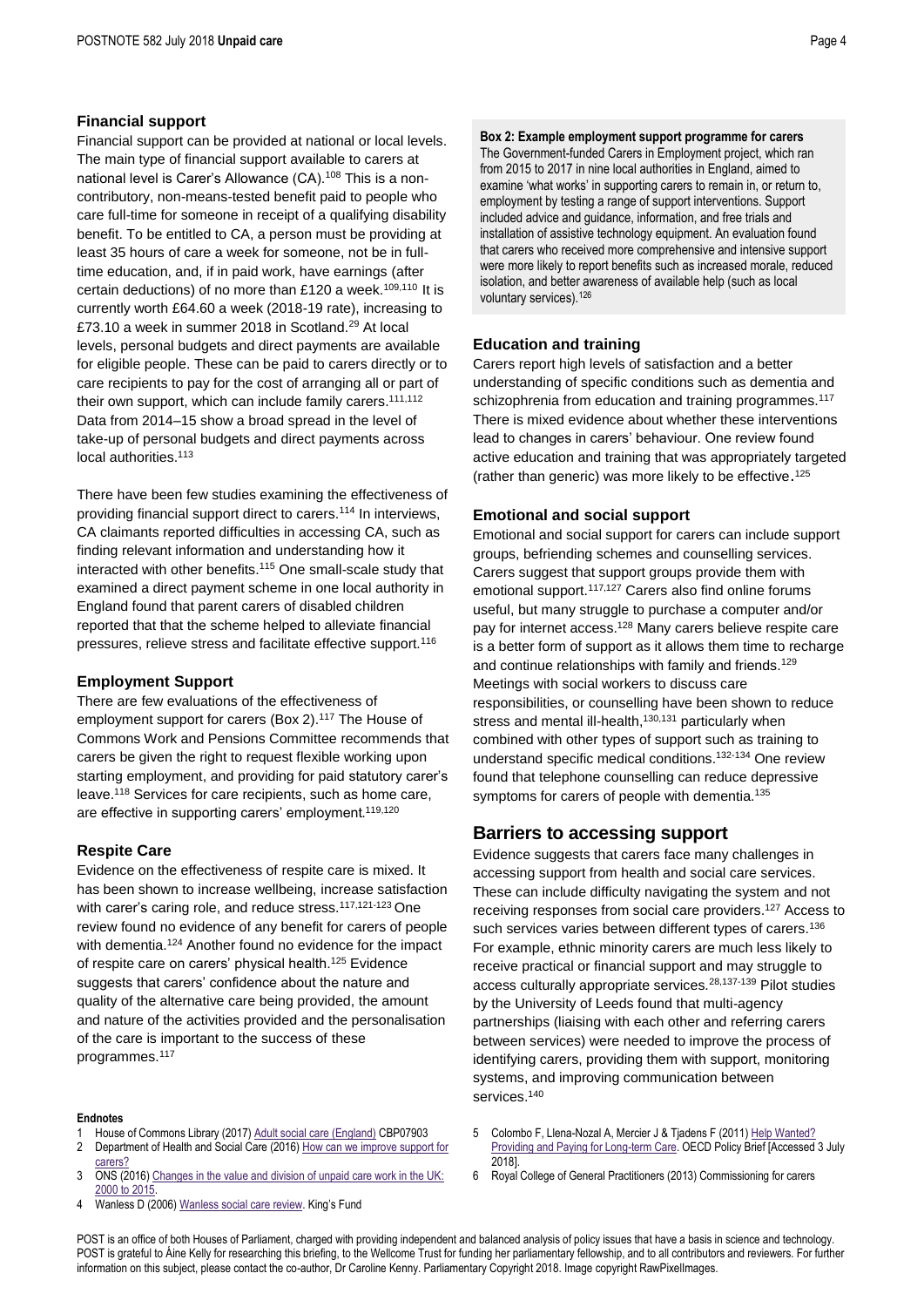### Financial support

Financial support can be provided at national or local levels. The main type of financial support available to carers at national level is Carer's Allowance (CA).[108] This is a non-contributory, non-means-tested benefit paid to people who care full-time for someone in receipt of a qualifying disability benefit. To be entitled to CA, a person must be providing at least 35 hours of care a week for someone, not be in full-time education, and, if in paid work, have earnings (after certain deductions) of no more than £120 a week.[109,110] It is currently worth £64.60 a week (2018-19 rate), increasing to £73.10 a week in summer 2018 in Scotland.[29] At local levels, personal budgets and direct payments are available for eligible people. These can be paid to carers directly or to care recipients to pay for the cost of arranging all or part of their own support, which can include family carers.[111,112] Data from 2014–15 show a broad spread in the level of take-up of personal budgets and direct payments across local authorities.[113]

There have been few studies examining the effectiveness of providing financial support direct to carers.[114] In interviews, CA claimants reported difficulties in accessing CA, such as finding relevant information and understanding how it interacted with other benefits.[115] One small-scale study that examined a direct payment scheme in one local authority in England found that parent carers of disabled children reported that that the scheme helped to alleviate financial pressures, relieve stress and facilitate effective support.[116]

### Employment Support

There are few evaluations of the effectiveness of employment support for carers (Box 2).[117] The House of Commons Work and Pensions Committee recommends that carers be given the right to request flexible working upon starting employment, and providing for paid statutory carer's leave.[118] Services for care recipients, such as home care, are effective in supporting carers' employment.[119,120]

### Respite Care

Evidence on the effectiveness of respite care is mixed. It has been shown to increase wellbeing, increase satisfaction with carer's caring role, and reduce stress.[117,121-123] One review found no evidence of any benefit for carers of people with dementia.[124] Another found no evidence for the impact of respite care on carers' physical health.[125] Evidence suggests that carers' confidence about the nature and quality of the alternative care being provided, the amount and nature of the activities provided and the personalisation of the care is important to the success of these programmes.[117]

**Box 2: Example employment support programme for carers**

The Government-funded Carers in Employment project, which ran from 2015 to 2017 in nine local authorities in England, aimed to examine 'what works' in supporting carers to remain in, or return to, employment by testing a range of support interventions. Support included advice and guidance, information, and free trials and installation of assistive technology equipment. An evaluation found that carers who received more comprehensive and intensive support were more likely to report benefits such as increased morale, reduced isolation, and better awareness of available help (such as local voluntary services).[126]

### Education and training

Carers report high levels of satisfaction and a better understanding of specific conditions such as dementia and schizophrenia from education and training programmes.[117] There is mixed evidence about whether these interventions lead to changes in carers' behaviour. One review found active education and training that was appropriately targeted (rather than generic) was more likely to be effective.[125]

### Emotional and social support

Emotional and social support for carers can include support groups, befriending schemes and counselling services. Carers suggest that support groups provide them with emotional support.[117,127] Carers also find online forums useful, but many struggle to purchase a computer and/or pay for internet access.[128] Many carers believe respite care is a better form of support as it allows them time to recharge and continue relationships with family and friends.[129] Meetings with social workers to discuss care responsibilities, or counselling have been shown to reduce stress and mental ill-health,[130,131] particularly when combined with other types of support such as training to understand specific medical conditions.[132-134] One review found that telephone counselling can reduce depressive symptoms for carers of people with dementia.[135]

## Barriers to accessing support

Evidence suggests that carers face many challenges in accessing support from health and social care services. These can include difficulty navigating the system and not receiving responses from social care providers.[127] Access to such services varies between different types of carers.[136] For example, ethnic minority carers are much less likely to receive practical or financial support and may struggle to access culturally appropriate services.[28,137-139] Pilot studies by the University of Leeds found that multi-agency partnerships (liaising with each other and referring carers between services) were needed to improve the process of identifying carers, providing them with support, monitoring systems, and improving communication between services.[140]

**Endnotes**

1. House of Commons Library (2017) Adult social care (England) CBP07903
2. Department of Health and Social Care (2016) How can we improve support for carers?
3. ONS (2016) Changes in the value and division of unpaid care work in the UK: 2000 to 2015.
4. Wanless D (2006) Wanless social care review. King's Fund
5. Colombo F, Llena-Nozal A, Mercier J & Tjadens F (2011) Help Wanted? Providing and Paying for Long-term Care. OECD Policy Brief [Accessed 3 July 2018].
6. Royal College of General Practitioners (2013) Commissioning for carers

POST is an office of both Houses of Parliament, charged with providing independent and balanced analysis of policy issues that have a basis in science and technology. POST is grateful to Áine Kelly for researching this briefing, to the Wellcome Trust for funding her parliamentary fellowship, and to all contributors and reviewers. For further information on this subject, please contact the co-author, Dr Caroline Kenny. Parliamentary Copyright 2018. Image copyright RawPixelImages.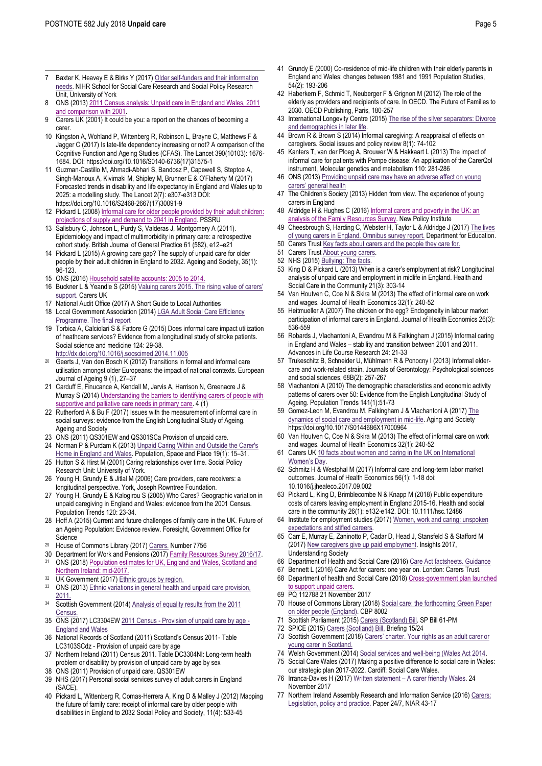7 Baxter K, Heavey E & Birks Y (2017) Older self-funders and their information needs. NIHR School for Social Care Research and Social Policy Research Unit, University of York
8 ONS (2013) 2011 Census analysis: Unpaid care in England and Wales, 2011 and comparison with 2001.
9 Carers UK (2001) It could be you: a report on the chances of becoming a carer.
10 Kingston A, Wohland P, Wittenberg R, Robinson L, Brayne C, Matthews F & Jagger C (2017) Is late-life dependency increasing or not? A comparison of the Cognitive Function and Ageing Studies (CFAS). The Lancet 390(10103): 1676-1684. DOI: https://doi.org/10.1016/S0140-6736(17)31575-1
11 Guzman-Castillo M, Ahmadi-Abhari S, Bandosz P, Capewell S, Steptoe A, Singh-Manoux A, Kivimaki M, Shipley M, Brunner E & O'Flaherty M (2017) Forecasted trends in disability and life expectancy in England and Wales up to 2025: a modelling study. The Lancet 2(7): e307-e313 DOI: https://doi.org/10.1016/S2468-2667(17)30091-9
12 Pickard L (2008) Informal care for older people provided by their adult children: projections of supply and demand to 2041 in England. PSSRU
13 Salisbury C, Johnson L, Purdy S, Valderas J, Montgomery A (2011). Epidemiology and impact of multimorbidity in primary care: a retrospective cohort study. British Journal of General Practice 61 (582), e12–e21
14 Pickard L (2015) A growing care gap? The supply of unpaid care for older people by their adult children in England to 2032. Ageing and Society, 35(1): 96-123.
15 ONS (2016) Household satellite accounts: 2005 to 2014.
16 Buckner L & Yeandle S (2015) Valuing carers 2015. The rising value of carers' support. Carers UK
17 National Audit Office (2017) A Short Guide to Local Authorities
18 Local Government Association (2014) LGA Adult Social Care Efficiency Programme. The final report
19 Torbica A, Calciolari S & Fattore G (2015) Does informal care impact utilization of healthcare services? Evidence from a longitudinal study of stroke patients. Social science and medicine 124: 29-38. http://dx.doi.org/10.1016/j.socscimed.2014.11.005
20 Geerts J, Van den Bosch K (2012) Transitions in formal and informal care utilisation amongst older Europeans: the impact of national contexts. European Journal of Ageing 9 (1), 27–37
21 Carduff E, Finucance A, Kendall M, Jarvis A, Harrison N, Greenacre J & Murray S (2014) Understanding the barriers to identifying carers of people with supportive and palliative care needs in primary care. 4 (1)
22 Rutherford A & Bu F (2017) Issues with the measurement of informal care in social surveys: evidence from the English Longitudinal Study of Ageing. Ageing and Society
23 ONS (2011) QS301EW and QS301SCa Provision of unpaid care.
24 Norman P & Purdam K (2013) Unpaid Caring Within and Outside the Carer's Home in England and Wales. Population, Space and Place 19(1): 15–31.
25 Hutton S & Hirst M (2001) Caring relationships over time. Social Policy Research Unit: University of York.
26 Young H, Grundy E & Jitlal M (2006) Care providers, care receivers: a longitudinal perspective. York, Joseph Rowntree Foundation.
27 Young H, Grundy E & Kalogirou S (2005) Who Cares? Geographic variation in unpaid caregiving in England and Wales: evidence from the 2001 Census. Population Trends 120: 23-34.
28 Hoff A (2015) Current and future challenges of family care in the UK. Future of an Ageing Population: Evidence review. Foresight, Government Office for Science
29 House of Commons Library (2017) Carers. Number 7756
30 Department for Work and Pensions (2017) Family Resources Survey 2016/17.
31 ONS (2018) Population estimates for UK, England and Wales, Scotland and Northern Ireland: mid-2017.
32 UK Government (2017) Ethnic groups by region.
33 ONS (2013) Ethnic variations in general health and unpaid care provision, 2011.
34 Scottish Government (2014) Analysis of equality results from the 2011 Census.
35 ONS (2017) LC3304EW 2011 Census - Provision of unpaid care by age - England and Wales
36 National Records of Scotland (2011) Scotland's Census 2011- Table LC3103SCdz - Provision of unpaid care by age
37 Northern Ireland (2011) Census 2011. Table DC3304NI: Long-term health problem or disability by provision of unpaid care by age by sex
38 ONS (2011) Provision of unpaid care. QS301EW
39 NHS (2017) Personal social services survey of adult carers in England (SACE).
40 Pickard L, Wittenberg R, Comas-Herrera A, King D & Malley J (2012) Mapping the future of family care: receipt of informal care by older people with disabilities in England to 2032 Social Policy and Society, 11(4): 533-45
41 Grundy E (2000) Co-residence of mid-life children with their elderly parents in England and Wales: changes between 1981 and 1991 Population Studies, 54(2): 193-206
42 Haberkern F, Schmid T, Neuberger F & Grignon M (2012) The role of the elderly as providers and recipients of care. In OECD. The Future of Families to 2030. OECD Publishing, Paris, 180-257
43 International Longevity Centre (2015) The rise of the silver separators: Divorce and demographics in later life.
44 Brown R & Brown S (2014) Informal caregiving: A reappraisal of effects on caregivers. Social issues and policy review 8(1): 74-102
45 Kanters T, van der Ploeg A, Brouwer W & Hakkaart L (2013) The impact of informal care for patients with Pompe disease: An application of the CarerQol instrument, Molecular genetics and metabolism 110: 281-286
46 ONS (2013) Providing unpaid care may have an adverse affect on young carers' general health
47 The Children's Society (2013) Hidden from view. The experience of young carers in England
48 Aldridge H & Hughes C (2016) Informal carers and poverty in the UK: an analysis of the Family Resources Survey. New Policy Institute
49 Cheesbrough S, Harding C, Webster H, Taylor L & Aldridge J (2017) The lives of young carers in England. Omnibus survey report. Department for Education.
50 Carers Trust Key facts about carers and the people they care for.
51 Carers Trust About young carers.
52 NHS (2015) Bullying: The facts.
53 King D & Pickard L (2013) When is a carer's employment at risk? Longitudinal analysis of unpaid care and employment in midlife in England. Health and Social Care in the Community 21(3): 303-14
54 Van Houtven C, Coe N & Skira M (2013) The effect of informal care on work and wages. Journal of Health Economics 32(1): 240-52
55 Heitmueller A (2007) The chicken or the egg? Endogeneity in labour market participation of informal carers in England. Journal of Health Economics 26(3): 536-559
56 Robards J, Vlachantoni A, Evandrou M & Falkingham J (2015) Informal caring in England and Wales – stability and transition between 2001 and 2011. Advances in Life Course Research 24: 21-33
57 Trukeschitz B, Schneider U, Mühlmann R & Ponocny I (2013) Informal elder-care and work-related strain. Journals of Gerontology: Psychological sciences and social sciences, 68B(2): 257-267
58 Vlachantoni A (2010) The demographic characteristics and economic activity patterns of carers over 50: Evidence from the English Longitudinal Study of Ageing. Population Trends 141(1):51-73
59 Gomez-Leon M, Evandrou M, Falkingham J & Vlachantoni A (2017) The dynamics of social care and employment in mid-life. Aging and Society https://doi.org/10.1017/S0144686X17000964
60 Van Houtven C, Coe N & Skira M (2013) The effect of informal care on work and wages. Journal of Health Economics 32(1): 240-52
61 Carers UK 10 facts about women and caring in the UK on International Women's Day.
62 Schmitz H & Westphal M (2017) Informal care and long-term labor market outcomes. Journal of Health Economics 56(1): 1-18 doi: 10.1016/j.jhealeco.2017.09.002
63 Pickard L, King D, Brimblecombe N & Knapp M (2018) Public expenditure costs of carers leaving employment in England 2015-16. Health and social care in the community 26(1): e132-e142. DOI: 10.1111/hsc.12486
64 Institute for employment studies (2017) Women, work and caring: unspoken expectations and stifled careers.
65 Carr E, Murray E, Zaninotto P, Cadar D, Head J, Stansfeld S & Stafford M (2017) New caregivers give up paid employment. Insights 2017, Understanding Society
66 Department of Health and Social Care (2016) Care Act factsheets. Guidance
67 Bennett L (2016) Care Act for carers: one year on. London: Carers Trust.
68 Department of Health and Social Care (2018) Cross-government plan launched to support unpaid carers.
69 PQ 112788 21 November 2017
70 House of Commons Library (2018) Social care: the forthcoming Green Paper on older people (England). CBP 8002
71 Scottish Parliament (2015) Carers (Scotland) Bill. SP Bill 61-PM
72 SPICE (2015) Carers (Scotland) Bill. Briefing 15/24
73 Scottish Government (2018) Carers' charter. Your rights as an adult carer or young carer in Scotland.
74 Welsh Government (2014) Social services and well-being (Wales Act 2014.
75 Social Care Wales (2017) Making a positive difference to social care in Wales: our strategic plan 2017-2022. Cardiff: Social Care Wales.
76 Irranca-Davies H (2017) Written statement – A carer friendly Wales. 24 November 2017
77 Northern Ireland Assembly Research and Information Service (2016) Carers: Legislation, policy and practice. Paper 24/7, NIAR 43-17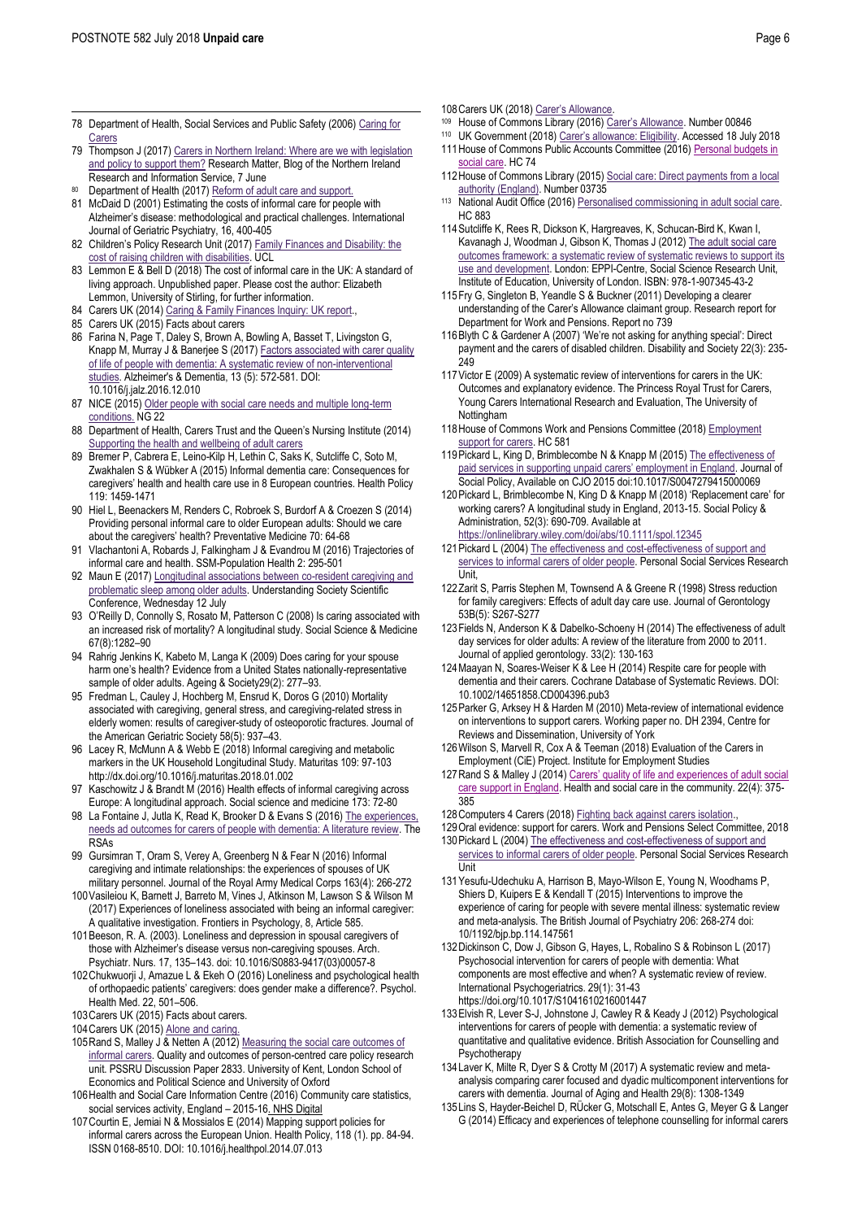78 Department of Health, Social Services and Public Safety (2006) Caring for Carers

79 Thompson J (2017) Carers in Northern Ireland: Where are we with legislation and policy to support them? Research Matter, Blog of the Northern Ireland Research and Information Service, 7 June

80 Department of Health (2017) Reform of adult care and support.

81 McDaid D (2001) Estimating the costs of informal care for people with Alzheimer's disease: methodological and practical challenges. International Journal of Geriatric Psychiatry, 16, 400-405

82 Children's Policy Research Unit (2017) Family Finances and Disability: the cost of raising children with disabilities. UCL

83 Lemmon E & Bell D (2018) The cost of informal care in the UK: A standard of living approach. Unpublished paper. Please cost the author: Elizabeth Lemmon, University of Stirling, for further information.

84 Carers UK (2014) Caring & Family Finances Inquiry: UK report.,

85 Carers UK (2015) Facts about carers

86 Farina N, Page T, Daley S, Brown A, Bowling A, Basset T, Livingston G, Knapp M, Murray J & Banerjee S (2017) Factors associated with carer quality of life of people with dementia: A systematic review of non-interventional studies. Alzheimer's & Dementia, 13 (5): 572-581. DOI: 10.1016/j.jalz.2016.12.010

87 NICE (2015) Older people with social care needs and multiple long-term conditions. NG 22

88 Department of Health, Carers Trust and the Queen's Nursing Institute (2014) Supporting the health and wellbeing of adult carers

89 Bremer P, Cabrera E, Leino-Kilp H, Lethin C, Saks K, Sutcliffe C, Soto M, Zwakhalen S & Wübker A (2015) Informal dementia care: Consequences for caregivers' health and health care use in 8 European countries. Health Policy 119: 1459-1471

90 Hiel L, Beenackers M, Renders C, Robroek S, Burdorf A & Croezen S (2014) Providing personal informal care to older European adults: Should we care about the caregivers' health? Preventative Medicine 70: 64-68

91 Vlachantoni A, Robards J, Falkingham J & Evandrou M (2016) Trajectories of informal care and health. SSM-Population Health 2: 295-501

92 Maun E (2017) Longitudinal associations between co-resident caregiving and problematic sleep among older adults. Understanding Society Scientific Conference, Wednesday 12 July

93 O'Reilly D, Connolly S, Rosato M, Patterson C (2008) Is caring associated with an increased risk of mortality? A longitudinal study. Social Science & Medicine 67(8):1282–90

94 Rahrig Jenkins K, Kabeto M, Langa K (2009) Does caring for your spouse harm one's health? Evidence from a United States nationally-representative sample of older adults. Ageing & Society29(2): 277–93.

95 Fredman L, Cauley J, Hochberg M, Ensrud K, Doros G (2010) Mortality associated with caregiving, general stress, and caregiving-related stress in elderly women: results of caregiver-study of osteoporotic fractures. Journal of the American Geriatric Society 58(5): 937–43.

96 Lacey R, McMunn A & Webb E (2018) Informal caregiving and metabolic markers in the UK Household Longitudinal Study. Maturitas 109: 97-103 http://dx.doi.org/10.1016/j.maturitas.2018.01.002

97 Kaschowitz J & Brandt M (2016) Health effects of informal caregiving across Europe: A longitudinal approach. Social science and medicine 173: 72-80

98 La Fontaine J, Jutla K, Read K, Brooker D & Evans S (2016) The experiences, needs ad outcomes for carers of people with dementia: A literature review. The RSAs

99 Gursimran T, Oram S, Verey A, Greenberg N & Fear N (2016) Informal caregiving and intimate relationships: the experiences of spouses of UK military personnel. Journal of the Royal Army Medical Corps 163(4): 266-272

100 Vasileiou K, Barnett J, Barreto M, Vines J, Atkinson M, Lawson S & Wilson M (2017) Experiences of loneliness associated with being an informal caregiver: A qualitative investigation. Frontiers in Psychology, 8, Article 585.

101 Beeson, R. A. (2003). Loneliness and depression in spousal caregivers of those with Alzheimer's disease versus non-caregiving spouses. Arch. Psychiatr. Nurs. 17, 135–143. doi: 10.1016/S0883-9417(03)00057-8

102 Chukwuorji J, Amazue L & Ekeh O (2016) Loneliness and psychological health of orthopaedic patients' caregivers: does gender make a difference?. Psychol. Health Med. 22, 501–506.

103 Carers UK (2015) Facts about carers.

104 Carers UK (2015) Alone and caring.

105 Rand S, Malley J & Netten A (2012) Measuring the social care outcomes of informal carers. Quality and outcomes of person-centred care policy research unit. PSSRU Discussion Paper 2833. University of Kent, London School of Economics and Political Science and University of Oxford

106 Health and Social Care Information Centre (2016) Community care statistics, social services activity, England – 2015-16. NHS Digital

107 Courtin E, Jemiai N & Mossialos E (2014) Mapping support policies for informal carers across the European Union. Health Policy, 118 (1). pp. 84-94. ISSN 0168-8510. DOI: 10.1016/j.healthpol.2014.07.013

108 Carers UK (2018) Carer's Allowance.

109 House of Commons Library (2016) Carer's Allowance. Number 00846

110 UK Government (2018) Carer's allowance: Eligibility. Accessed 18 July 2018

111 House of Commons Public Accounts Committee (2016) Personal budgets in social care. HC 74

112 House of Commons Library (2015) Social care: Direct payments from a local authority (England). Number 03735

113 National Audit Office (2016) Personalised commissioning in adult social care. HC 883

114 Sutcliffe K, Rees R, Dickson K, Hargreaves, K, Schucan-Bird K, Kwan I, Kavanagh J, Woodman J, Gibson K, Thomas J (2012) The adult social care outcomes framework: a systematic review of systematic reviews to support its use and development. London: EPPI-Centre, Social Science Research Unit, Institute of Education, University of London. ISBN: 978-1-907345-43-2

115 Fry G, Singleton B, Yeandle S & Buckner (2011) Developing a clearer understanding of the Carer's Allowance claimant group. Research report for Department for Work and Pensions. Report no 739

116 Blyth C & Gardener A (2007) 'We're not asking for anything special': Direct payment and the carers of disabled children. Disability and Society 22(3): 235-249

117 Victor E (2009) A systematic review of interventions for carers in the UK: Outcomes and explanatory evidence. The Princess Royal Trust for Carers, Young Carers International Research and Evaluation, The University of Nottingham

118 House of Commons Work and Pensions Committee (2018) Employment support for carers. HC 581

119 Pickard L, King D, Brimblecombe N & Knapp M (2015) The effectiveness of paid services in supporting unpaid carers' employment in England. Journal of Social Policy, Available on CJO 2015 doi:10.1017/S0047279415000069

120 Pickard L, Brimblecombe N, King D & Knapp M (2018) 'Replacement care' for working carers? A longitudinal study in England, 2013-15. Social Policy & Administration, 52(3): 690-709. Available at https://onlinelibrary.wiley.com/doi/abs/10.1111/spol.12345

121 Pickard L (2004) The effectiveness and cost-effectiveness of support and services to informal carers of older people. Personal Social Services Research Unit,

122 Zarit S, Parris Stephen M, Townsend A & Greene R (1998) Stress reduction for family caregivers: Effects of adult day care use. Journal of Gerontology 53B(5): S267-S277

123 Fields N, Anderson K & Dabelko-Schoeny H (2014) The effectiveness of adult day services for older adults: A review of the literature from 2000 to 2011. Journal of applied gerontology. 33(2): 130-163

124 Maayan N, Soares-Weiser K & Lee H (2014) Respite care for people with dementia and their carers. Cochrane Database of Systematic Reviews. DOI: 10.1002/14651858.CD004396.pub3

125 Parker G, Arksey H & Harden M (2010) Meta-review of international evidence on interventions to support carers. Working paper no. DH 2394, Centre for Reviews and Dissemination, University of York

126 Wilson S, Marvell R, Cox A & Teeman (2018) Evaluation of the Carers in Employment (CiE) Project. Institute for Employment Studies

127 Rand S & Malley J (2014) Carers' quality of life and experiences of adult social care support in England. Health and social care in the community. 22(4): 375-385

128 Computers 4 Carers (2018) Fighting back against carers isolation.,

129 Oral evidence: support for carers. Work and Pensions Select Committee, 2018

130 Pickard L (2004) The effectiveness and cost-effectiveness of support and services to informal carers of older people. Personal Social Services Research Unit

131 Yesufu-Udechuku A, Harrison B, Mayo-Wilson E, Young N, Woodhams P, Shiers D, Kuipers E & Kendall T (2015) Interventions to improve the experience of caring for people with severe mental illness: systematic review and meta-analysis. The British Journal of Psychiatry 206: 268-274 doi: 10/1192/bjp.bp.114.147561

132 Dickinson C, Dow J, Gibson G, Hayes, L, Robalino S & Robinson L (2017) Psychosocial intervention for carers of people with dementia: What components are most effective and when? A systematic review of review. International Psychogeriatrics. 29(1): 31-43 https://doi.org/10.1017/S1041610216001447

133 Elvish R, Lever S-J, Johnstone J, Cawley R & Keady J (2012) Psychological interventions for carers of people with dementia: a systematic review of quantitative and qualitative evidence. British Association for Counselling and Psychotherapy

134 Laver K, Milte R, Dyer S & Crotty M (2017) A systematic review and meta-analysis comparing carer focused and dyadic multicomponent interventions for carers with dementia. Journal of Aging and Health 29(8): 1308-1349

135 Lins S, Hayder-Beichel D, RÜcker G, Motschall E, Antes G, Meyer G & Langer G (2014) Efficacy and experiences of telephone counselling for informal carers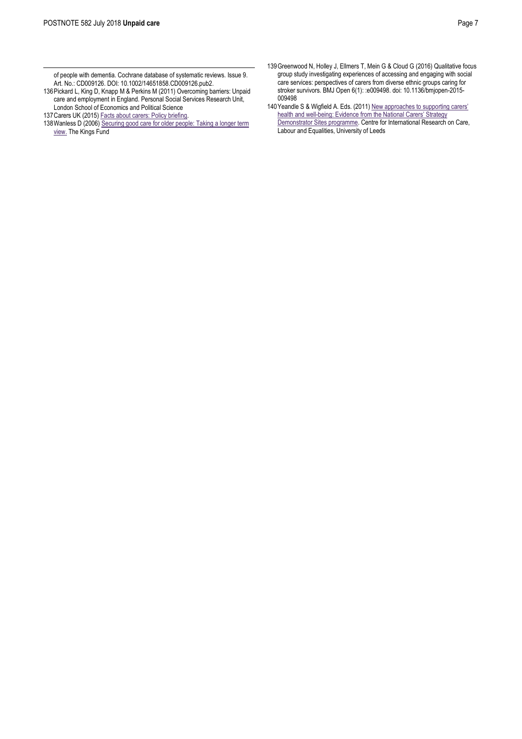of people with dementia. Cochrane database of systematic reviews. Issue 9. Art. No.: CD009126. DOI: 10.1002/14651858.CD009126.pub2.

136 Pickard L, King D, Knapp M & Perkins M (2011) Overcoming barriers: Unpaid care and employment in England. Personal Social Services Research Unit, London School of Economics and Political Science

137 Carers UK (2015) Facts about carers: Policy briefing.

138 Wanless D (2006) Securing good care for older people: Taking a longer term view. The Kings Fund

139 Greenwood N, Holley J, Ellmers T, Mein G & Cloud G (2016) Qualitative focus group study investigating experiences of accessing and engaging with social care services: perspectives of carers from diverse ethnic groups caring for stroker survivors. BMJ Open 6(1): :e009498. doi: 10.1136/bmjopen-2015-009498

140 Yeandle S & Wigfield A. Eds. (2011) New approaches to supporting carers' health and well-being: Evidence from the National Carers' Strategy Demonstrator Sites programme. Centre for International Research on Care, Labour and Equalities, University of Leeds